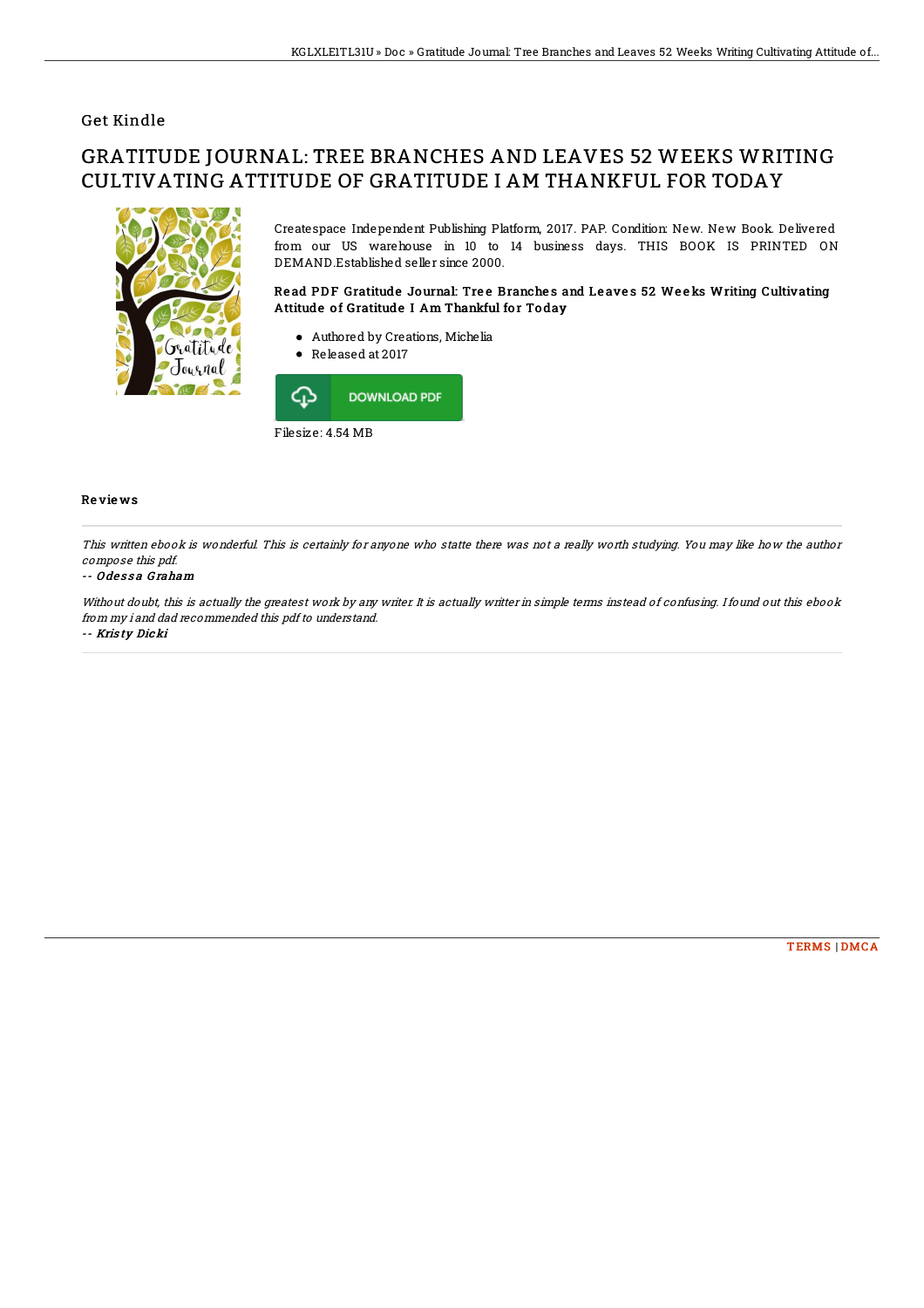Get Kindle

# GRATITUDE JOURNAL: TREE BRANCHES AND LEAVES 52 WEEKS WRITING CULTIVATING ATTITUDE OF GRATITUDE I AM THANKFUL FOR TODAY

Createspace Independent Publishing Platform, 2017. PAP. Condition: New. New Book. Delivered from our US warehouse in 10 to 14 business days. THIS BOOK IS PRINTED ON DEMAND.Established seller since 2000.

### Read PDF Gratitude Journal: Tree Branches and Leaves 52 Weeks Writing Cultivating Attitude of Gratitude I Am Thankful for Today

- Authored by Creations, Michelia
- Released at 2017

DOWNLOAD PDF

Filesize: 4.54 MB

## Reviews

*This written ebook is wonderful. This is certainly for anyone who statte there was not a really worth studying. You may like how the author compose this pdf.*

-- *Odessa Graham*

*Without doubt, this is actually the greatest work by any writer. It is actually writter in simple terms instead of confusing. I found out this ebook from my i and dad recommended this pdf to understand.*

-- *Kristy Dicki*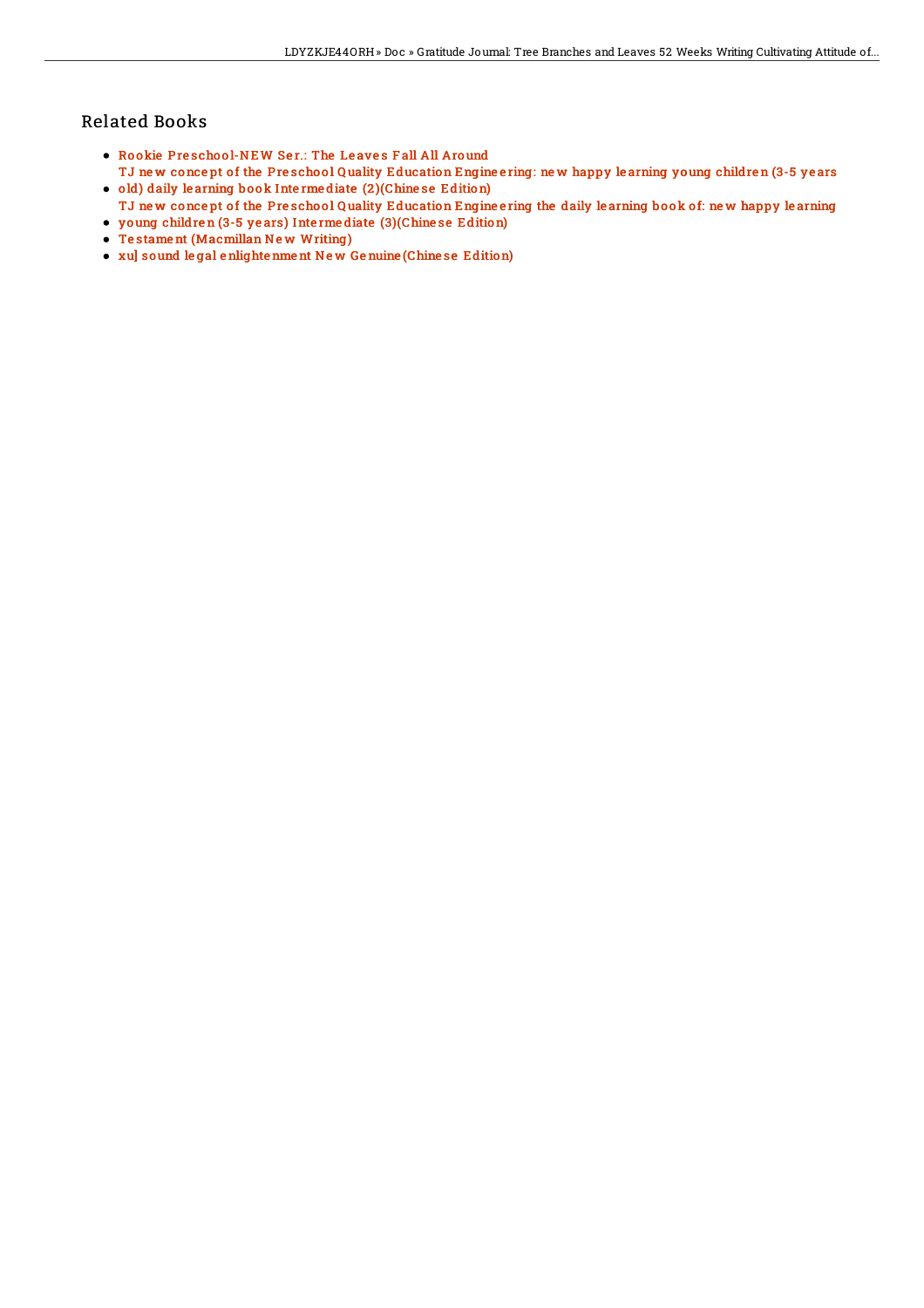## Related Books

- Rookie Preschool-NEW Ser.: The Leaves Fall All Around
- TJ new concept of the Preschool Quality Education Engineering: new happy learning young children (3-5 years old) daily learning book Intermediate (2)(Chinese Edition)
- TJ new concept of the Preschool Quality Education Engineering the daily learning book of: new happy learning young children (3-5 years) Intermediate (3)(Chinese Edition)
- Testament (Macmillan New Writing)
- xu] sound legal enlightenment New Genuine(Chinese Edition)